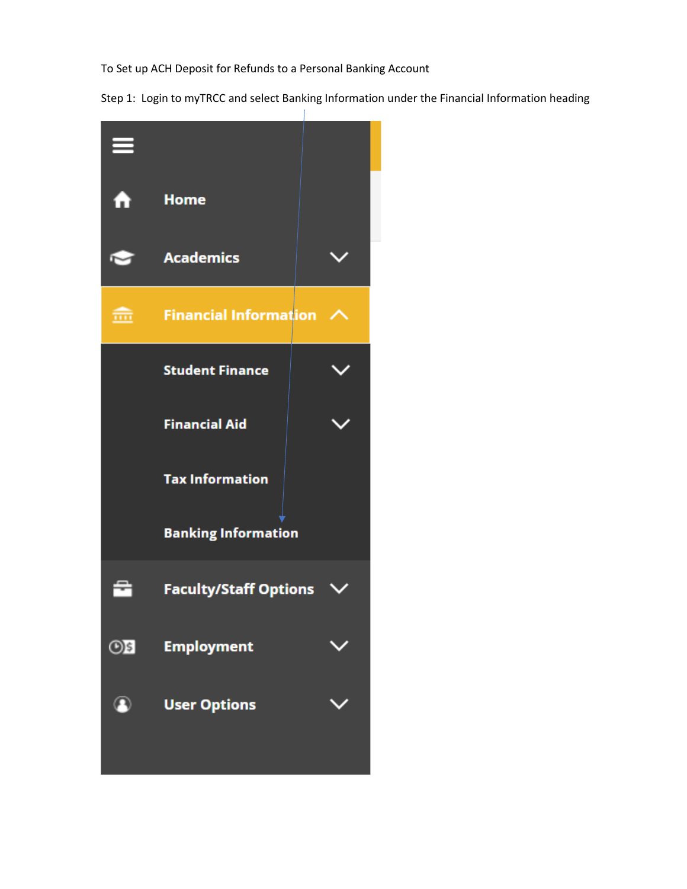To Set up ACH Deposit for Refunds to a Personal Banking Account

Step 1: Login to myTRCC and select Banking Information under the Financial Information heading

- Home
- Academics
- Financial Information
  - Student Finance
  - Financial Aid
  - Tax Information
  - Banking Information
- Faculty/Staff Options
- Employment
- User Options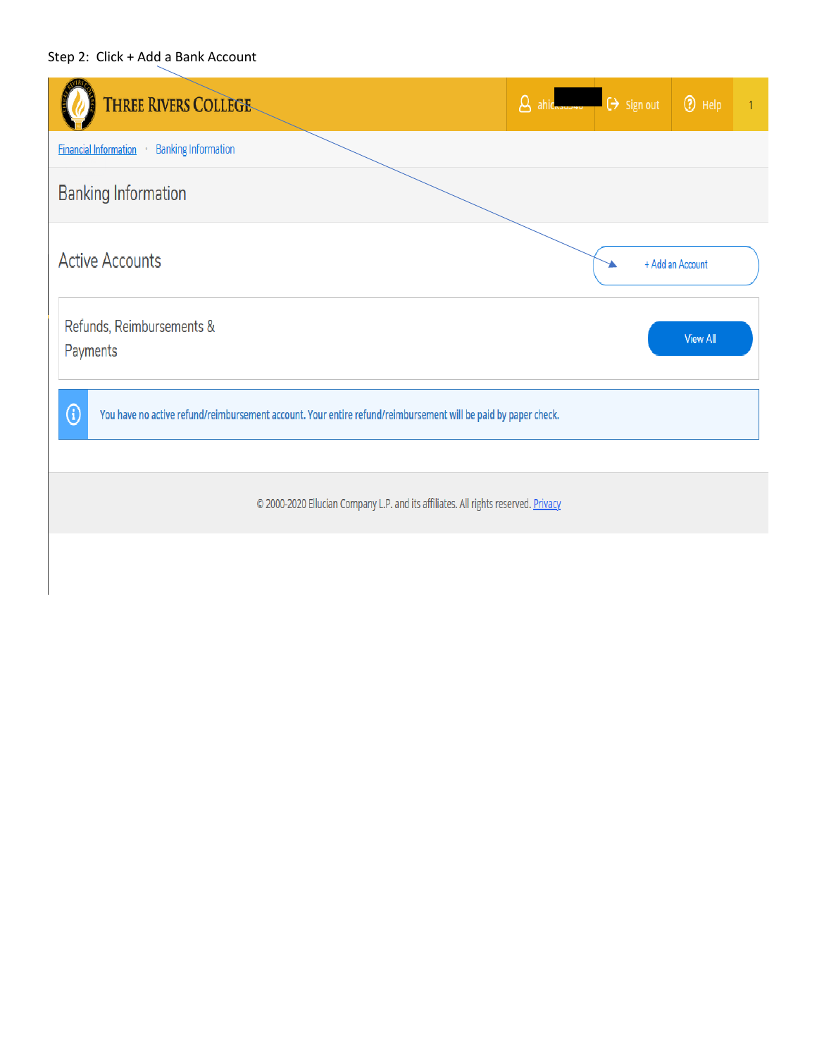Step 2: Click + Add a Bank Account

THREE RIVERS COLLEGE

ahic[redacted] | Sign out | Help | 1

Financial Information • Banking Information

## Banking Information

### Active Accounts

+ Add an Account

Refunds, Reimbursements & Payments

View All

You have no active refund/reimbursement account. Your entire refund/reimbursement will be paid by paper check.

© 2000-2020 Ellucian Company L.P. and its affiliates. All rights reserved. Privacy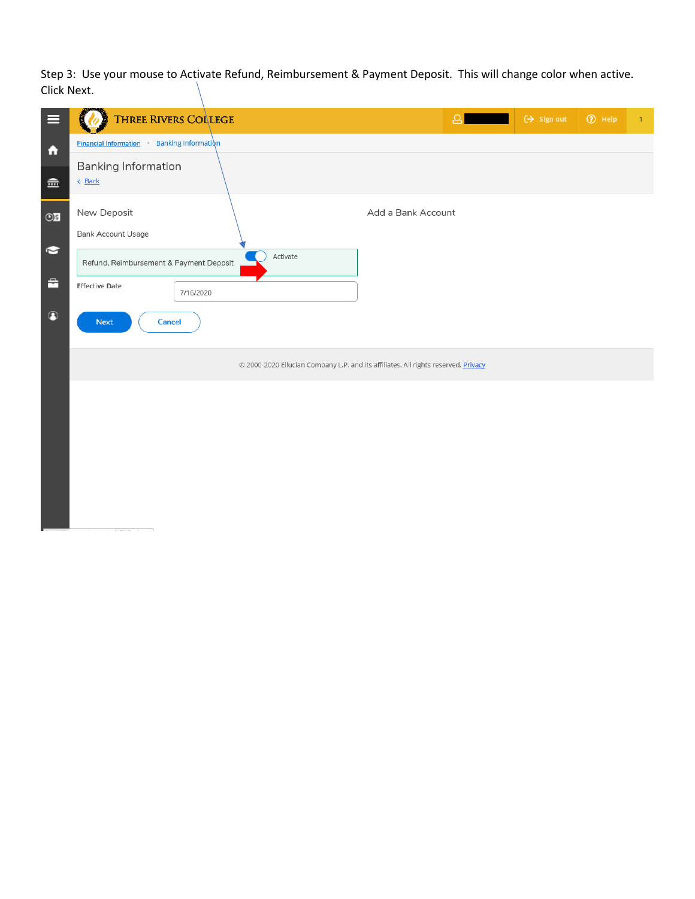Step 3: Use your mouse to Activate Refund, Reimbursement & Payment Deposit. This will change color when active. Click Next.

THREE RIVERS COLLEGE

Sign out | Help | 1

Financial Information • Banking Information

## Banking Information

< Back

New Deposit

Bank Account Usage

Refund, Reimbursement & Payment Deposit — Activate

Effective Date: 7/16/2020

Next | Cancel

Add a Bank Account

© 2000-2020 Ellucian Company L.P. and its affiliates. All rights reserved. Privacy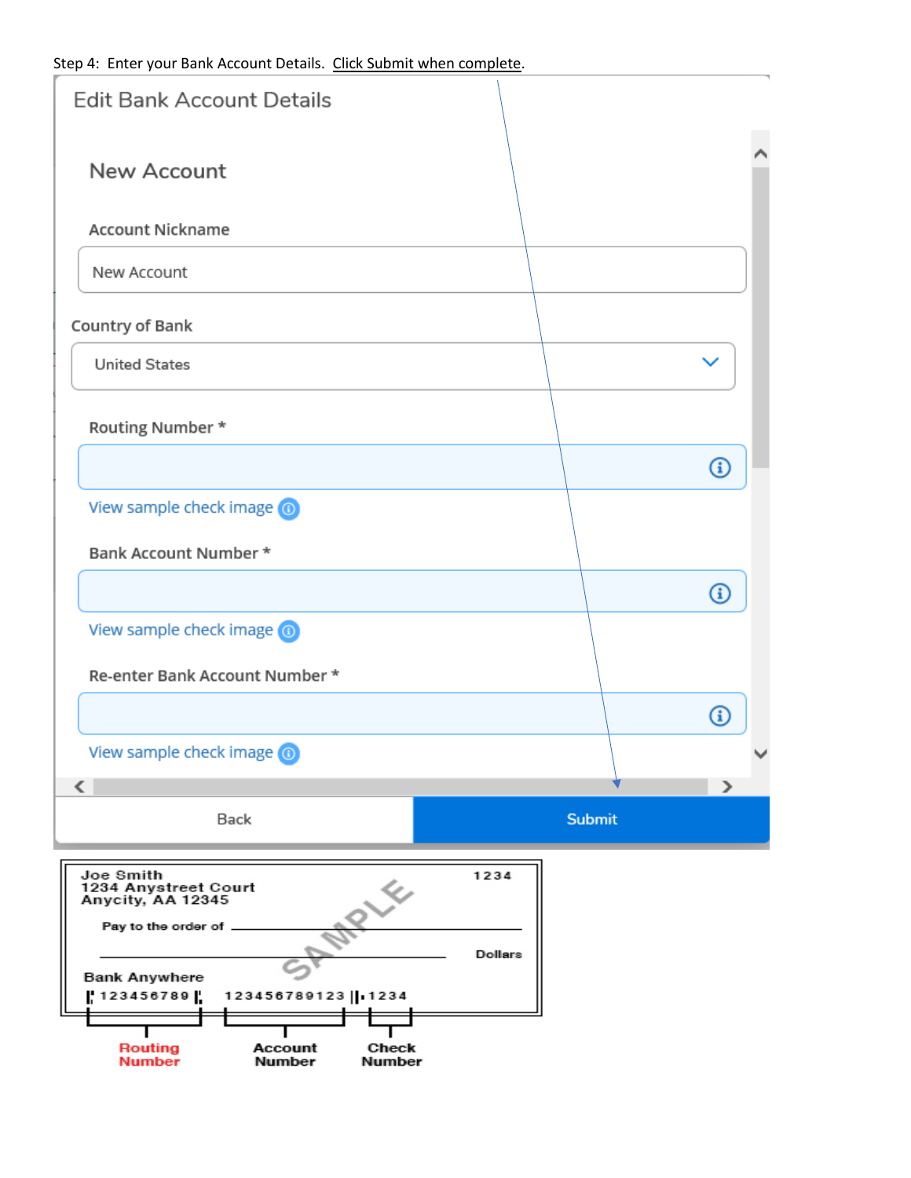Step 4: Enter your Bank Account Details. Click Submit when complete.

Edit Bank Account Details

New Account

Account Nickname

New Account

Country of Bank

United States

Routing Number *

View sample check image

Bank Account Number *

View sample check image

Re-enter Bank Account Number *

View sample check image

Back

Submit

Joe Smith
1234 Anystreet Court
Anycity, AA 12345

1234

Pay to the order of

Dollars

Bank Anywhere

123456789 123456789123 1234

SAMPLE

Routing Number

Account Number

Check Number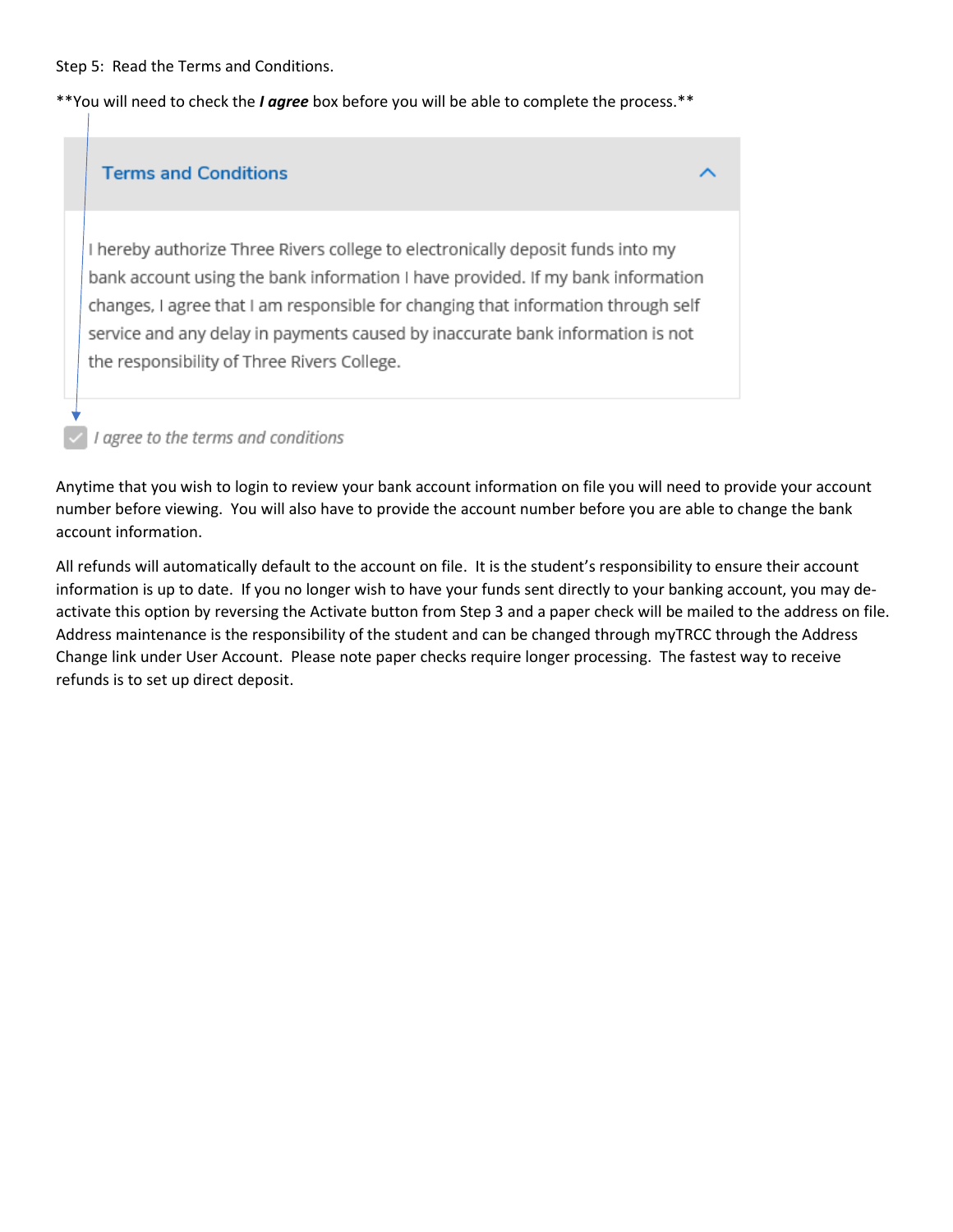Step 5: Read the Terms and Conditions.

**You will need to check the ***I agree*** box before you will be able to complete the process.**

Terms and Conditions

I hereby authorize Three Rivers college to electronically deposit funds into my bank account using the bank information I have provided. If my bank information changes, I agree that I am responsible for changing that information through self service and any delay in payments caused by inaccurate bank information is not the responsibility of Three Rivers College.

*I agree to the terms and conditions*

Anytime that you wish to login to review your bank account information on file you will need to provide your account number before viewing. You will also have to provide the account number before you are able to change the bank account information.

All refunds will automatically default to the account on file. It is the student's responsibility to ensure their account information is up to date. If you no longer wish to have your funds sent directly to your banking account, you may de-activate this option by reversing the Activate button from Step 3 and a paper check will be mailed to the address on file. Address maintenance is the responsibility of the student and can be changed through myTRCC through the Address Change link under User Account. Please note paper checks require longer processing. The fastest way to receive refunds is to set up direct deposit.